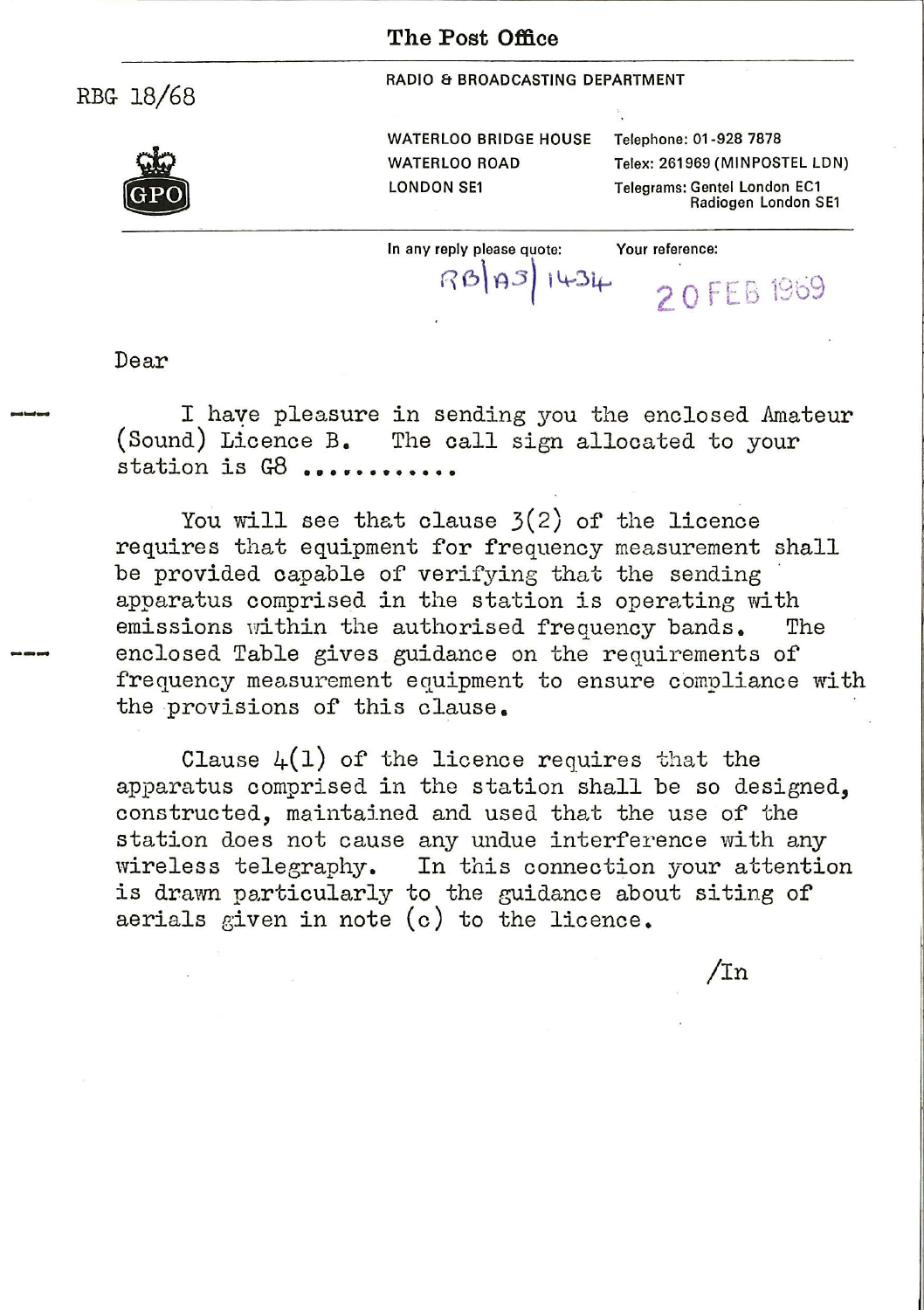# The Post Office

RBG 18/68

GPO

RADIO & BROADCASTING DEPARTMENT

WATERLOO BRIDGE HOUSE
WATERLOO ROAD
LONDON SE1

Telephone: 01-928 7878
Telex: 261969 (MINPOSTEL LDN)
Telegrams: Gentel London EC1
Radiogen London SE1

In any reply please quote: RB/AS/1434

Your reference:

20 FEB 1969

Dear

I have pleasure in sending you the enclosed Amateur (Sound) Licence B. The call sign allocated to your station is G8 ...........

You will see that clause 3(2) of the licence requires that equipment for frequency measurement shall be provided capable of verifying that the sending apparatus comprised in the station is operating with emissions within the authorised frequency bands. The enclosed Table gives guidance on the requirements of frequency measurement equipment to ensure compliance with the provisions of this clause.

Clause 4(1) of the licence requires that the apparatus comprised in the station shall be so designed, constructed, maintained and used that the use of the station does not cause any undue interference with any wireless telegraphy. In this connection your attention is drawn particularly to the guidance about siting of aerials given in note (c) to the licence.

/In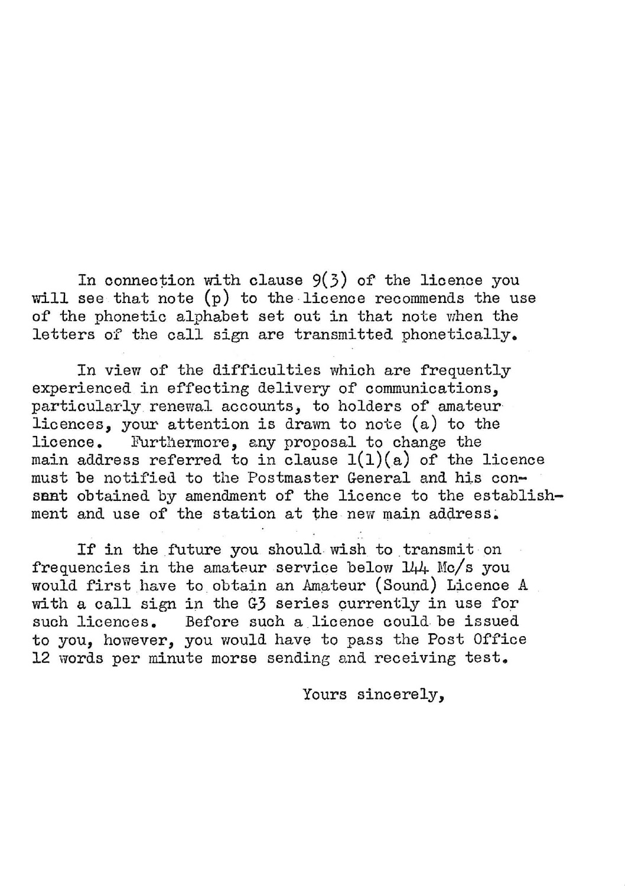In connection with clause 9(3) of the licence you will see that note (p) to the licence recommends the use of the phonetic alphabet set out in that note when the letters of the call sign are transmitted phonetically.

In view of the difficulties which are frequently experienced in effecting delivery of communications, particularly renewal accounts, to holders of amateur licences, your attention is drawn to note (a) to the licence. Furthermore, any proposal to change the main address referred to in clause 1(1)(a) of the licence must be notified to the Postmaster General and his consent obtained by amendment of the licence to the establishment and use of the station at the new main address.

If in the future you should wish to transmit on frequencies in the amateur service below 144 Mc/s you would first have to obtain an Amateur (Sound) Licence A with a call sign in the G3 series currently in use for such licences. Before such a licence could be issued to you, however, you would have to pass the Post Office 12 words per minute morse sending and receiving test.

Yours sincerely,